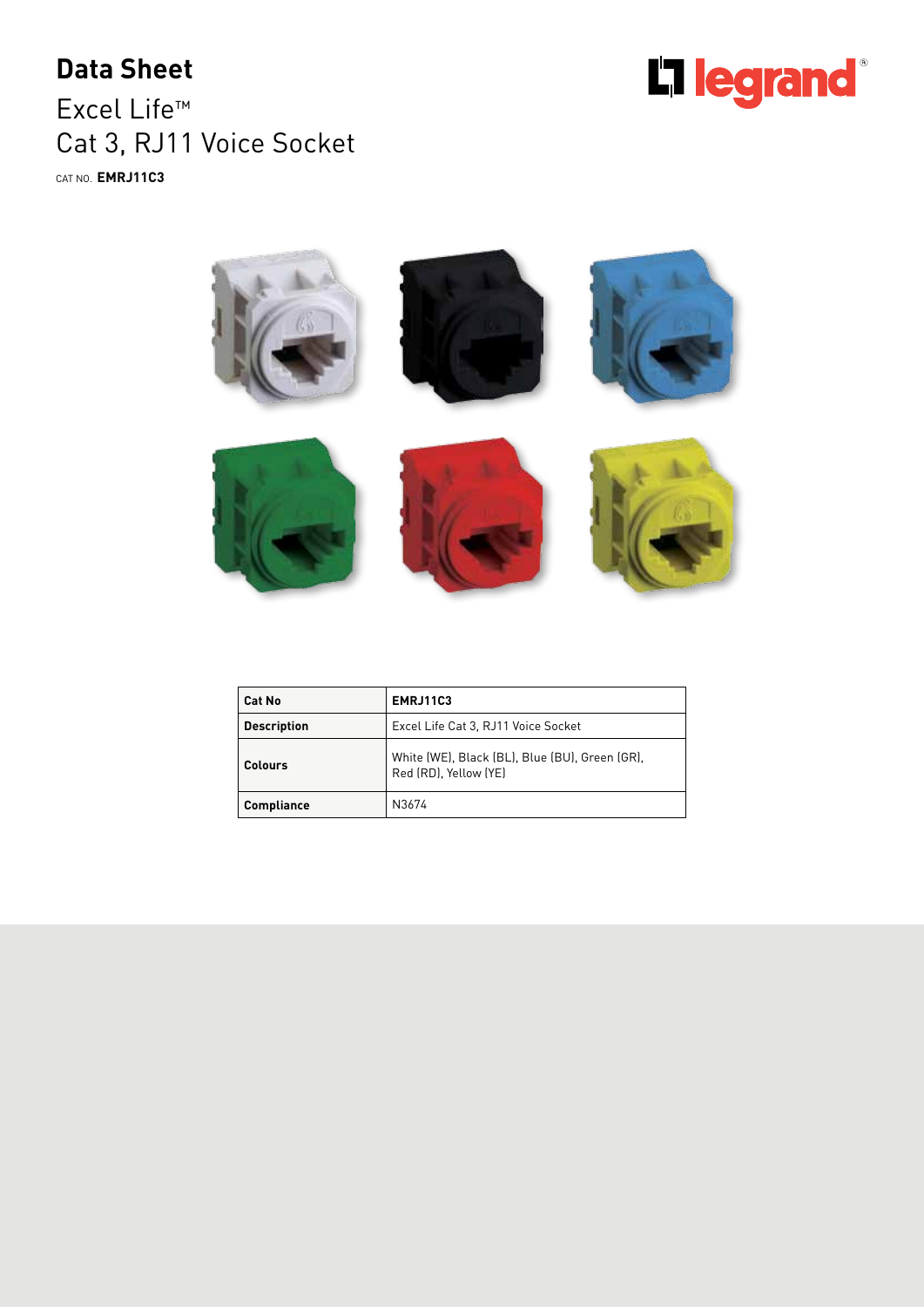# Data Sheet

## Excel Life™
## Cat 3, RJ11 Voice Socket

CAT NO. **EMRJ11C3**

| **Cat No** | **EMRJ11C3** |
|---|---|
| **Description** | Excel Life Cat 3, RJ11 Voice Socket |
| **Colours** | White (WE), Black (BL), Blue (BU), Green (GR), Red (RD), Yellow (YE) |
| **Compliance** | N3674 |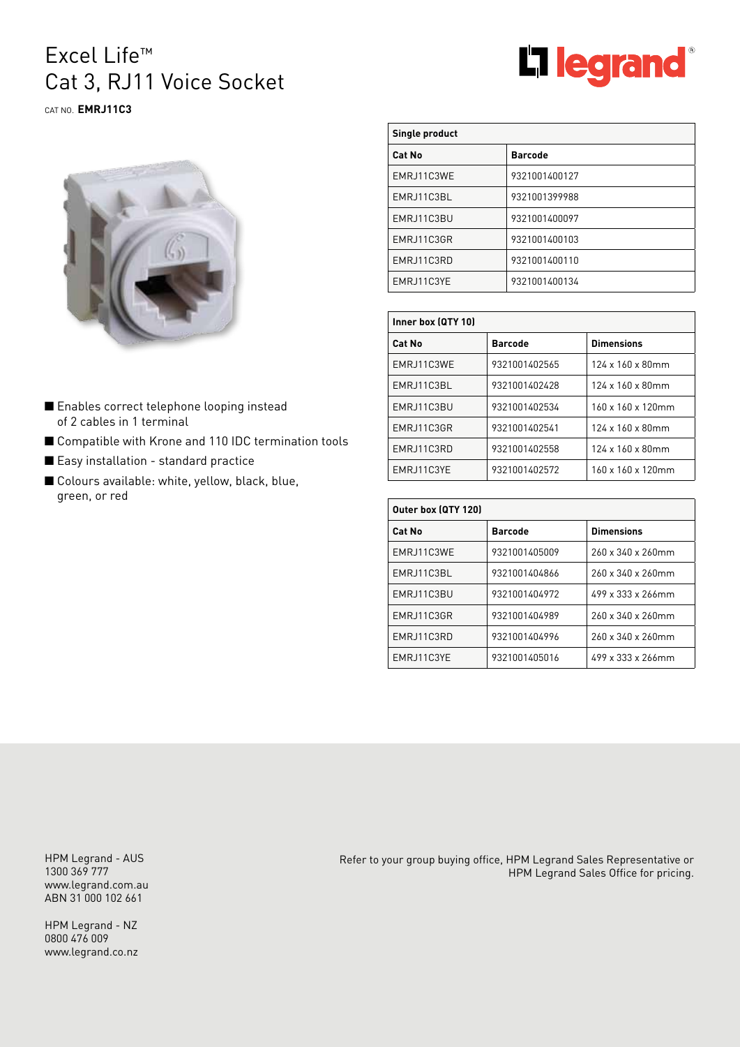# Excel Life™ Cat 3, RJ11 Voice Socket

CAT NO. **EMRJ11C3**

- Enables correct telephone looping instead of 2 cables in 1 terminal
- Compatible with Krone and 110 IDC termination tools
- Easy installation - standard practice
- Colours available: white, yellow, black, blue, green, or red

**Single product**

| Cat No | Barcode |
|---|---|
| EMRJ11C3WE | 9321001400127 |
| EMRJ11C3BL | 9321001399988 |
| EMRJ11C3BU | 9321001400097 |
| EMRJ11C3GR | 9321001400103 |
| EMRJ11C3RD | 9321001400110 |
| EMRJ11C3YE | 9321001400134 |

**Inner box (QTY 10)**

| Cat No | Barcode | Dimensions |
|---|---|---|
| EMRJ11C3WE | 9321001402565 | 124 x 160 x 80mm |
| EMRJ11C3BL | 9321001402428 | 124 x 160 x 80mm |
| EMRJ11C3BU | 9321001402534 | 160 x 160 x 120mm |
| EMRJ11C3GR | 9321001402541 | 124 x 160 x 80mm |
| EMRJ11C3RD | 9321001402558 | 124 x 160 x 80mm |
| EMRJ11C3YE | 9321001402572 | 160 x 160 x 120mm |

**Outer box (QTY 120)**

| Cat No | Barcode | Dimensions |
|---|---|---|
| EMRJ11C3WE | 9321001405009 | 260 x 340 x 260mm |
| EMRJ11C3BL | 9321001404866 | 260 x 340 x 260mm |
| EMRJ11C3BU | 9321001404972 | 499 x 333 x 266mm |
| EMRJ11C3GR | 9321001404989 | 260 x 340 x 260mm |
| EMRJ11C3RD | 9321001404996 | 260 x 340 x 260mm |
| EMRJ11C3YE | 9321001405016 | 499 x 333 x 266mm |

HPM Legrand - AUS
1300 369 777
www.legrand.com.au
ABN 31 000 102 661

HPM Legrand - NZ
0800 476 009
www.legrand.co.nz

Refer to your group buying office, HPM Legrand Sales Representative or HPM Legrand Sales Office for pricing.